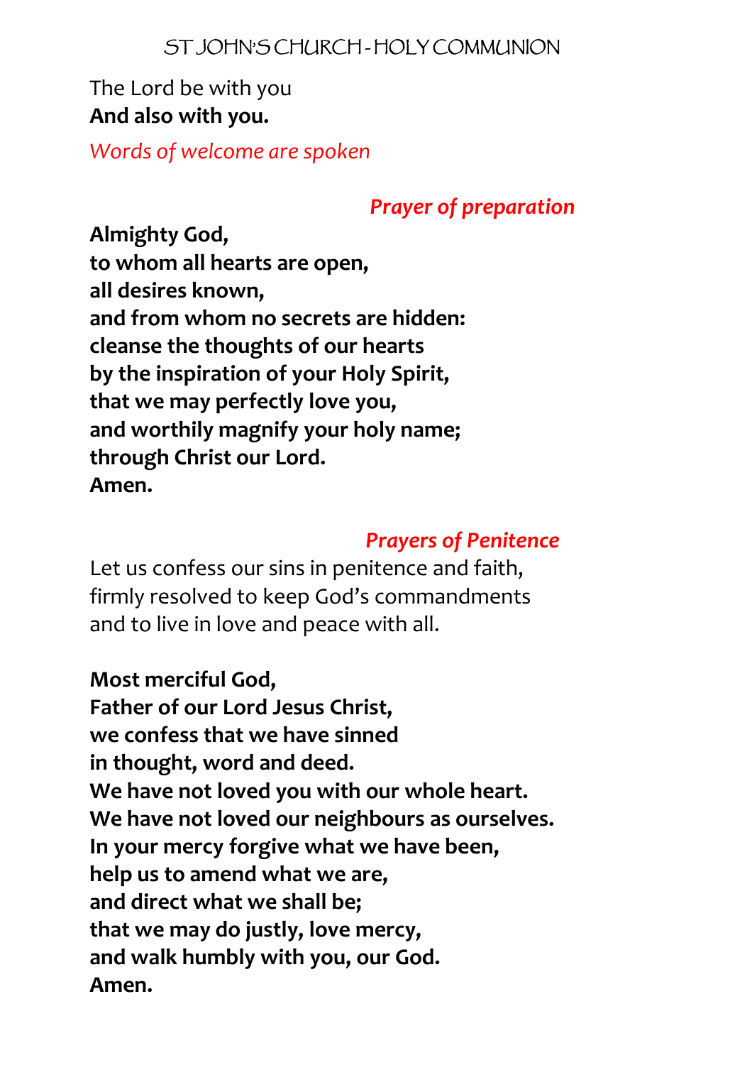# ST JOHN'S CHURCH - HOLY COMMUNION

The Lord be with you
**And also with you.**

*Words of welcome are spoken*

## *Prayer of preparation*

**Almighty God,**
**to whom all hearts are open,**
**all desires known,**
**and from whom no secrets are hidden:**
**cleanse the thoughts of our hearts**
**by the inspiration of your Holy Spirit,**
**that we may perfectly love you,**
**and worthily magnify your holy name;**
**through Christ our Lord.**
**Amen.**

## *Prayers of Penitence*

Let us confess our sins in penitence and faith,
firmly resolved to keep God's commandments
and to live in love and peace with all.

**Most merciful God,**
**Father of our Lord Jesus Christ,**
**we confess that we have sinned**
**in thought, word and deed.**
**We have not loved you with our whole heart.**
**We have not loved our neighbours as ourselves.**
**In your mercy forgive what we have been,**
**help us to amend what we are,**
**and direct what we shall be;**
**that we may do justly, love mercy,**
**and walk humbly with you, our God.**
**Amen.**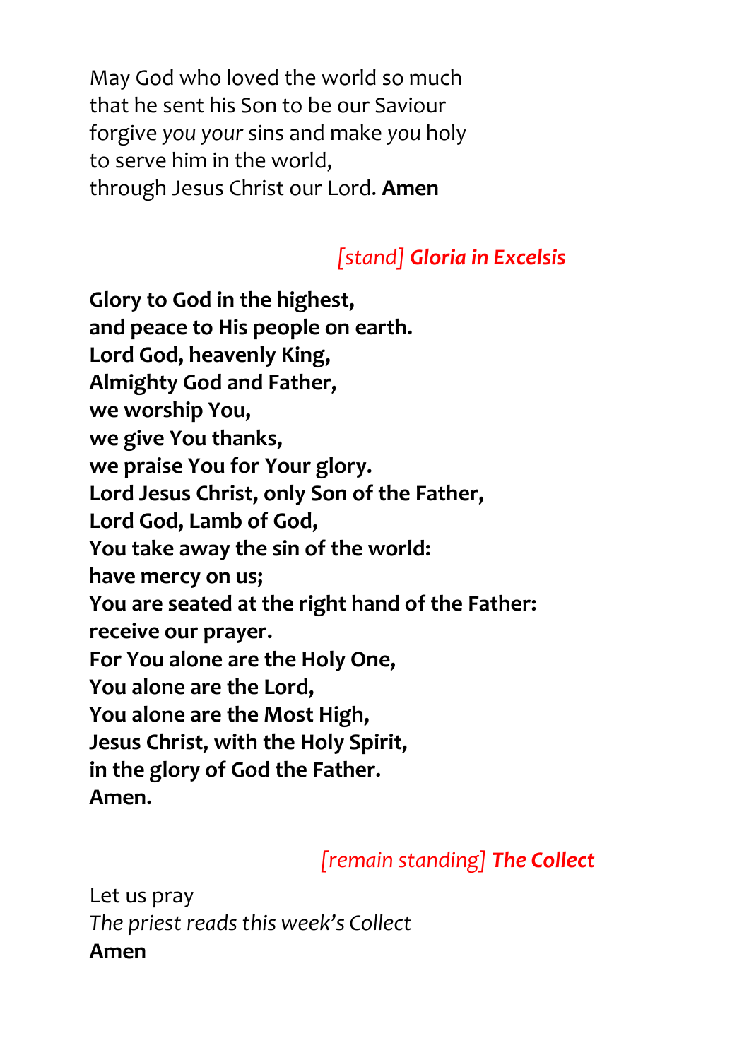May God who loved the world so much
that he sent his Son to be our Saviour
forgive *you your* sins and make *you* holy
to serve him in the world,
through Jesus Christ our Lord. **Amen**

### *[stand]* ***Gloria in Excelsis***

**Glory to God in the highest,
and peace to His people on earth.
Lord God, heavenly King,
Almighty God and Father,
we worship You,
we give You thanks,
we praise You for Your glory.
Lord Jesus Christ, only Son of the Father,
Lord God, Lamb of God,
You take away the sin of the world:
have mercy on us;
You are seated at the right hand of the Father:
receive our prayer.
For You alone are the Holy One,
You alone are the Lord,
You alone are the Most High,
Jesus Christ, with the Holy Spirit,
in the glory of God the Father.
Amen.**

### *[remain standing]* ***The Collect***

Let us pray
*The priest reads this week's Collect*
**Amen**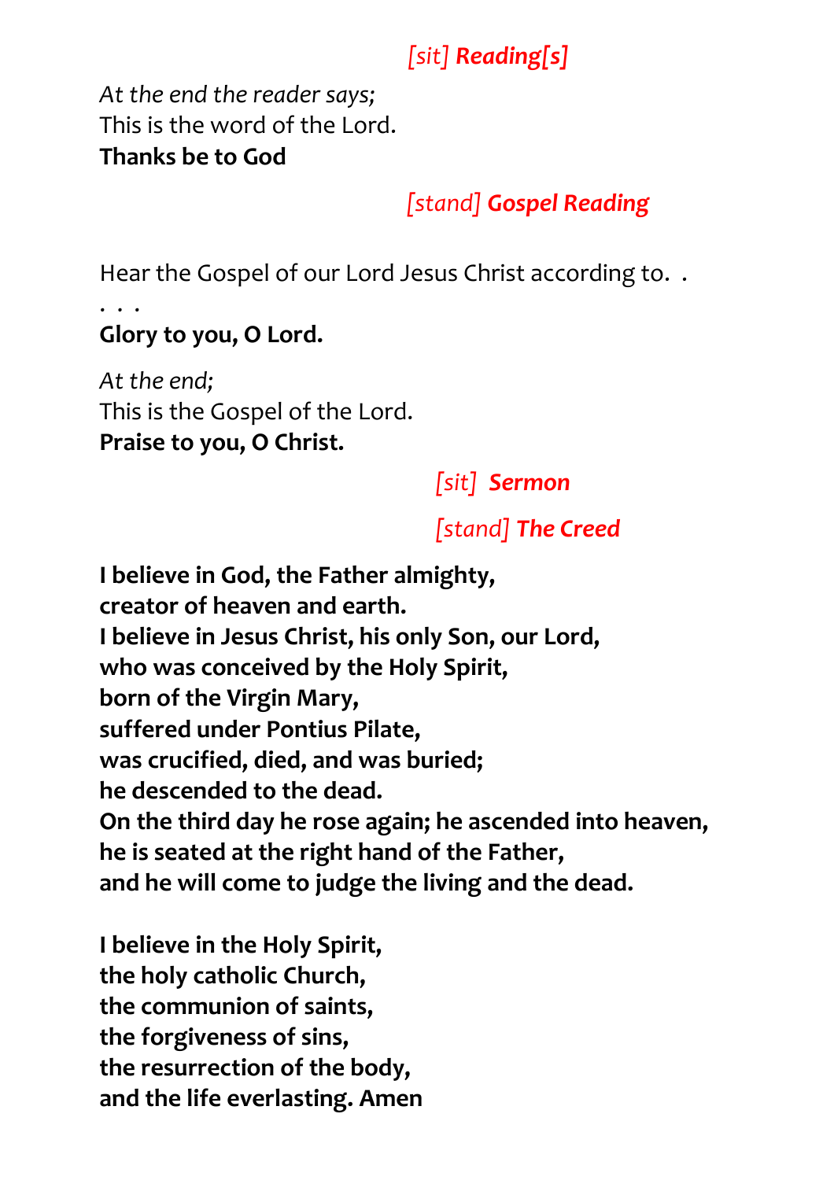*[sit]* ***Reading[s]***

*At the end the reader says;*
This is the word of the Lord.
**Thanks be to God**

*[stand]* ***Gospel Reading***

Hear the Gospel of our Lord Jesus Christ according to. . . . .
**Glory to you, O Lord.**

*At the end;*
This is the Gospel of the Lord.
**Praise to you, O Christ.**

*[sit]* ***Sermon***

*[stand]* ***The Creed***

**I believe in God, the Father almighty,**
**creator of heaven and earth.**
**I believe in Jesus Christ, his only Son, our Lord,**
**who was conceived by the Holy Spirit,**
**born of the Virgin Mary,**
**suffered under Pontius Pilate,**
**was crucified, died, and was buried;**
**he descended to the dead.**
**On the third day he rose again; he ascended into heaven,**
**he is seated at the right hand of the Father,**
**and he will come to judge the living and the dead.**

**I believe in the Holy Spirit,**
**the holy catholic Church,**
**the communion of saints,**
**the forgiveness of sins,**
**the resurrection of the body,**
**and the life everlasting. Amen**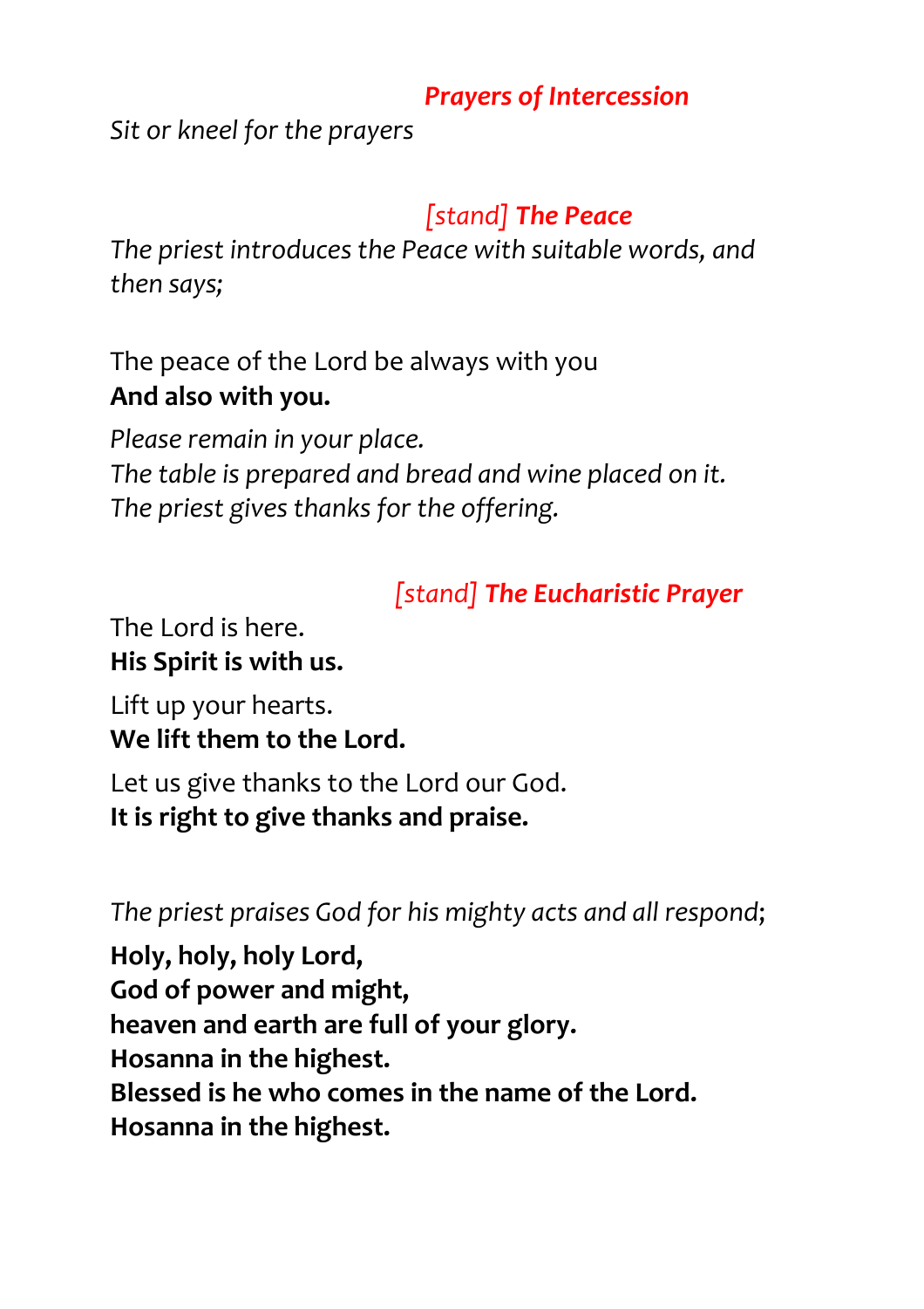### *Prayers of Intercession*

*Sit or kneel for the prayers*

### *[stand] **The Peace***

*The priest introduces the Peace with suitable words, and then says;*

The peace of the Lord be always with you
**And also with you.**

*Please remain in your place.*
*The table is prepared and bread and wine placed on it.*
*The priest gives thanks for the offering.*

### *[stand] **The Eucharistic Prayer***

The Lord is here.
**His Spirit is with us.**

Lift up your hearts.
**We lift them to the Lord.**

Let us give thanks to the Lord our God.
**It is right to give thanks and praise.**

*The priest praises God for his mighty acts and all respond;*

**Holy, holy, holy Lord,**
**God of power and might,**
**heaven and earth are full of your glory.**
**Hosanna in the highest.**
**Blessed is he who comes in the name of the Lord.**
**Hosanna in the highest.**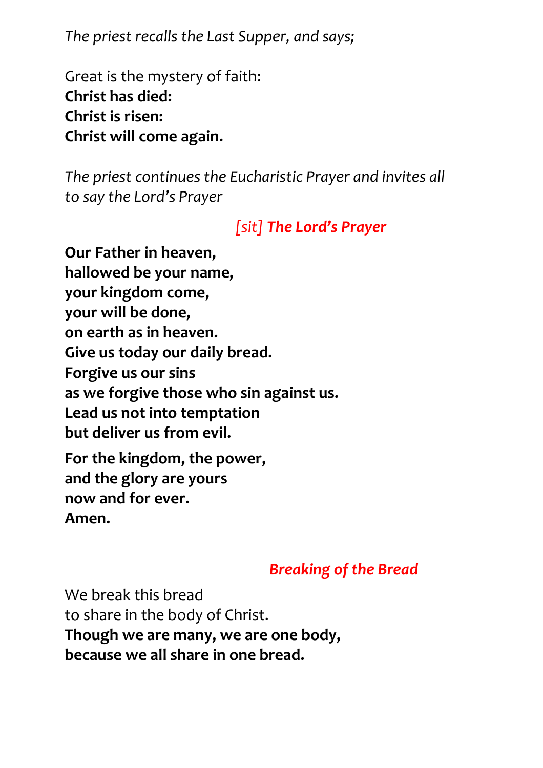*The priest recalls the Last Supper, and says;*

Great is the mystery of faith:
**Christ has died:**
**Christ is risen:**
**Christ will come again.**

*The priest continues the Eucharistic Prayer and invites all to say the Lord's Prayer*

### *[sit]* ***The Lord's Prayer***

**Our Father in heaven,**
**hallowed be your name,**
**your kingdom come,**
**your will be done,**
**on earth as in heaven.**
**Give us today our daily bread.**
**Forgive us our sins**
**as we forgive those who sin against us.**
**Lead us not into temptation**
**but deliver us from evil.**

**For the kingdom, the power,**
**and the glory are yours**
**now and for ever.**
**Amen.**

### *Breaking of the Bread*

We break this bread
to share in the body of Christ.
**Though we are many, we are one body,**
**because we all share in one bread.**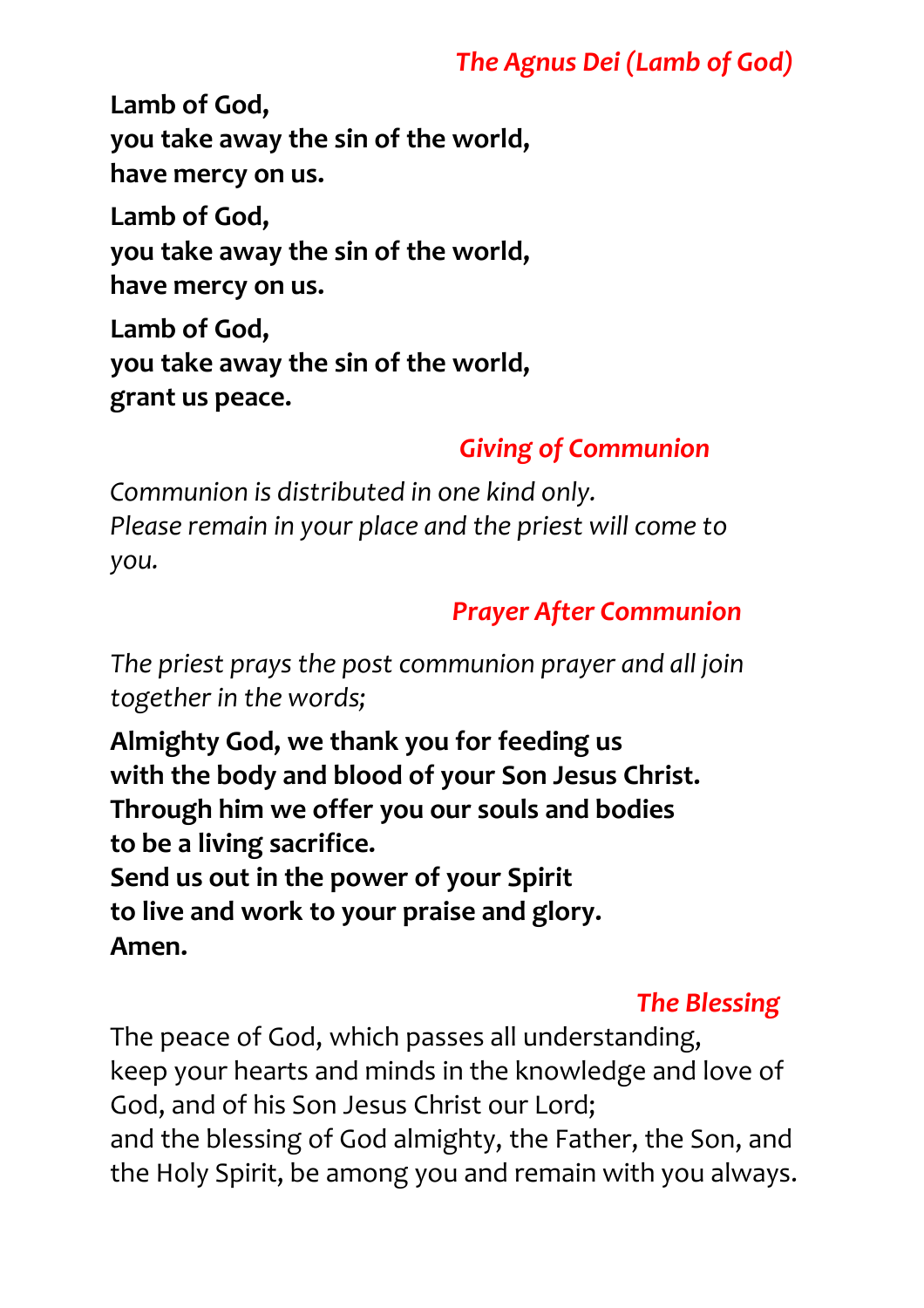## *The Agnus Dei (Lamb of God)*

**Lamb of God,**
**you take away the sin of the world,**
**have mercy on us.**

**Lamb of God,**
**you take away the sin of the world,**
**have mercy on us.**

**Lamb of God,**
**you take away the sin of the world,**
**grant us peace.**

## *Giving of Communion*

*Communion is distributed in one kind only.*
*Please remain in your place and the priest will come to you.*

## *Prayer After Communion*

*The priest prays the post communion prayer and all join together in the words;*

**Almighty God, we thank you for feeding us**
**with the body and blood of your Son Jesus Christ.**
**Through him we offer you our souls and bodies**
**to be a living sacrifice.**
**Send us out in the power of your Spirit**
**to live and work to your praise and glory.**
**Amen.**

## *The Blessing*

The peace of God, which passes all understanding,
keep your hearts and minds in the knowledge and love of God, and of his Son Jesus Christ our Lord;
and the blessing of God almighty, the Father, the Son, and the Holy Spirit, be among you and remain with you always.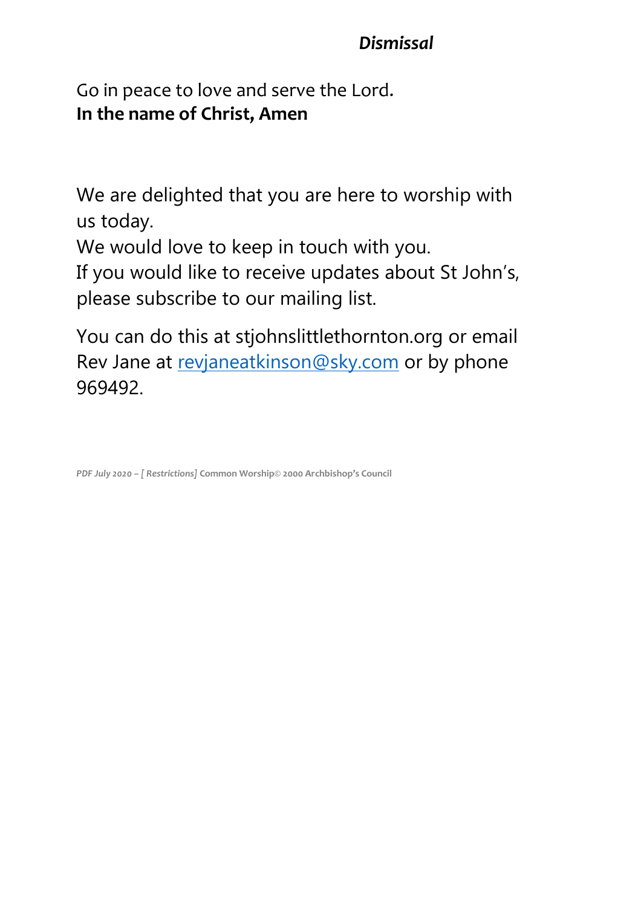***Dismissal***

Go in peace to love and serve the Lord.
**In the name of Christ, Amen**

We are delighted that you are here to worship with us today.
We would love to keep in touch with you.
If you would like to receive updates about St John's, please subscribe to our mailing list.

You can do this at stjohnslittlethornton.org or email Rev Jane at revjaneatkinson@sky.com or by phone 969492.

*PDF July 2020 – [ Restrictions]* Common Worship© 2000 Archbishop's Council